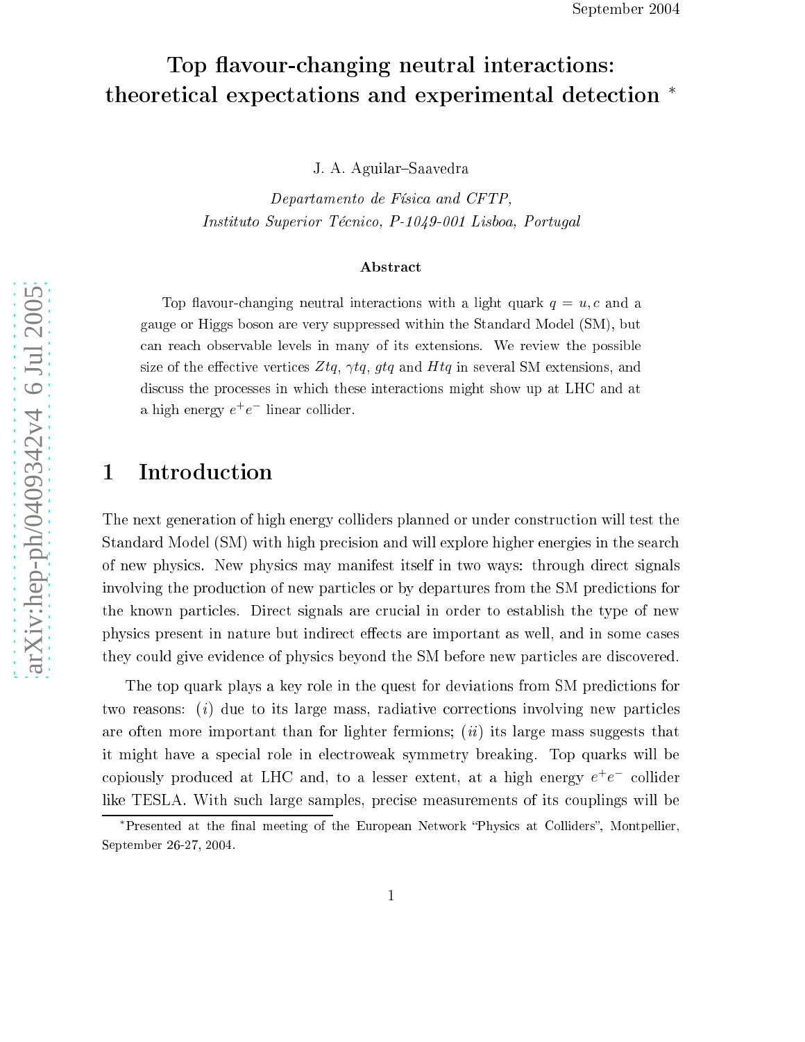September 2004

# Top flavour-changing neutral interactions: theoretical expectations and experimental detection [*]

J. A. Aguilar–Saavedra

*Departamento de Física and CFTP,*
*Instituto Superior Técnico, P-1049-001 Lisboa, Portugal*

### Abstract

Top flavour-changing neutral interactions with a light quark $q = u, c$ and a gauge or Higgs boson are very suppressed within the Standard Model (SM), but can reach observable levels in many of its extensions. We review the possible size of the effective vertices $Ztq$, $\gamma tq$, $gtq$ and $Htq$ in several SM extensions, and discuss the processes in which these interactions might show up at LHC and at a high energy $e^+e^-$ linear collider.

## 1 Introduction

The next generation of high energy colliders planned or under construction will test the Standard Model (SM) with high precision and will explore higher energies in the search of new physics. New physics may manifest itself in two ways: through direct signals involving the production of new particles or by departures from the SM predictions for the known particles. Direct signals are crucial in order to establish the type of new physics present in nature but indirect effects are important as well, and in some cases they could give evidence of physics beyond the SM before new particles are discovered.

The top quark plays a key role in the quest for deviations from SM predictions for two reasons: (*i*) due to its large mass, radiative corrections involving new particles are often more important than for lighter fermions; (*ii*) its large mass suggests that it might have a special role in electroweak symmetry breaking. Top quarks will be copiously produced at LHC and, to a lesser extent, at a high energy $e^+e^-$ collider like TESLA. With such large samples, precise measurements of its couplings will be

[*]Presented at the final meeting of the European Network "Physics at Colliders", Montpellier, September 26-27, 2004.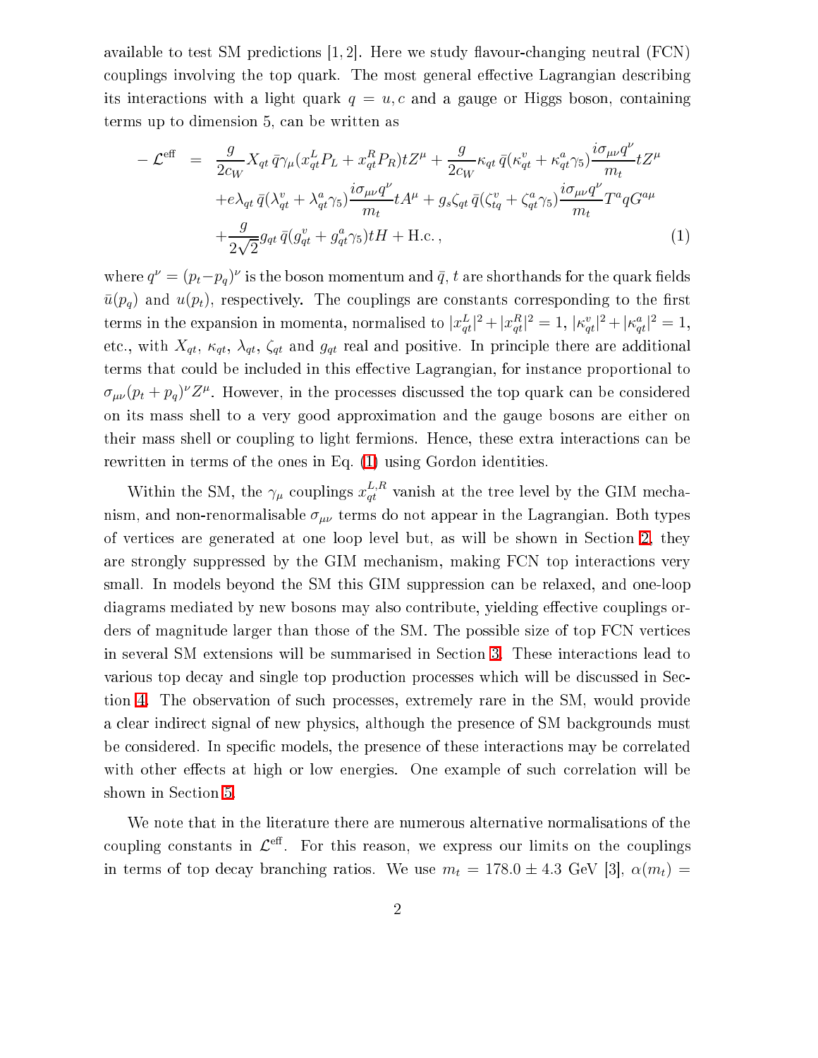available to test SM predictions [1, 2]. Here we study flavour-changing neutral (FCN) couplings involving the top quark. The most general effective Lagrangian describing its interactions with a light quark $q = u, c$ and a gauge or Higgs boson, containing terms up to dimension 5, can be written as

$$
\begin{aligned}
-\mathcal{L}^{\text{eff}} \;=\; & \frac{g}{2c_W} X_{qt}\, \bar{q} \gamma_\mu (x_{qt}^L P_L + x_{qt}^R P_R) t Z^\mu + \frac{g}{2c_W} \kappa_{qt}\, \bar{q} (\kappa_{qt}^v + \kappa_{qt}^a \gamma_5) \frac{i\sigma_{\mu\nu} q^\nu}{m_t} t Z^\mu \\
& + e \lambda_{qt}\, \bar{q} (\lambda_{qt}^v + \lambda_{qt}^a \gamma_5) \frac{i\sigma_{\mu\nu} q^\nu}{m_t} t A^\mu + g_s \zeta_{qt}\, \bar{q} (\zeta_{tq}^v + \zeta_{qt}^a \gamma_5) \frac{i\sigma_{\mu\nu} q^\nu}{m_t} T^a q G^{a\mu} \\
& + \frac{g}{2\sqrt{2}} g_{qt}\, \bar{q} (g_{qt}^v + g_{qt}^a \gamma_5) t H + \text{H.c.}\,, \qquad (1)
\end{aligned}
$$

where $q^\nu = (p_t - p_q)^\nu$ is the boson momentum and $\bar{q}$, $t$ are shorthands for the quark fields $\bar{u}(p_q)$ and $u(p_t)$, respectively. The couplings are constants corresponding to the first terms in the expansion in momenta, normalised to $|x_{qt}^L|^2 + |x_{qt}^R|^2 = 1$, $|\kappa_{qt}^v|^2 + |\kappa_{qt}^a|^2 = 1$, etc., with $X_{qt}$, $\kappa_{qt}$, $\lambda_{qt}$, $\zeta_{qt}$ and $g_{qt}$ real and positive. In principle there are additional terms that could be included in this effective Lagrangian, for instance proportional to $\sigma_{\mu\nu}(p_t + p_q)^\nu Z^\mu$. However, in the processes discussed the top quark can be considered on its mass shell to a very good approximation and the gauge bosons are either on their mass shell or coupling to light fermions. Hence, these extra interactions can be rewritten in terms of the ones in Eq. (1) using Gordon identities.

Within the SM, the $\gamma_\mu$ couplings $x_{qt}^{L,R}$ vanish at the tree level by the GIM mechanism, and non-renormalisable $\sigma_{\mu\nu}$ terms do not appear in the Lagrangian. Both types of vertices are generated at one loop level but, as will be shown in Section 2, they are strongly suppressed by the GIM mechanism, making FCN top interactions very small. In models beyond the SM this GIM suppression can be relaxed, and one-loop diagrams mediated by new bosons may also contribute, yielding effective couplings orders of magnitude larger than those of the SM. The possible size of top FCN vertices in several SM extensions will be summarised in Section 3. These interactions lead to various top decay and single top production processes which will be discussed in Section 4. The observation of such processes, extremely rare in the SM, would provide a clear indirect signal of new physics, although the presence of SM backgrounds must be considered. In specific models, the presence of these interactions may be correlated with other effects at high or low energies. One example of such correlation will be shown in Section 5.

We note that in the literature there are numerous alternative normalisations of the coupling constants in $\mathcal{L}^{\text{eff}}$. For this reason, we express our limits on the couplings in terms of top decay branching ratios. We use $m_t = 178.0 \pm 4.3$ GeV [3], $\alpha(m_t) =$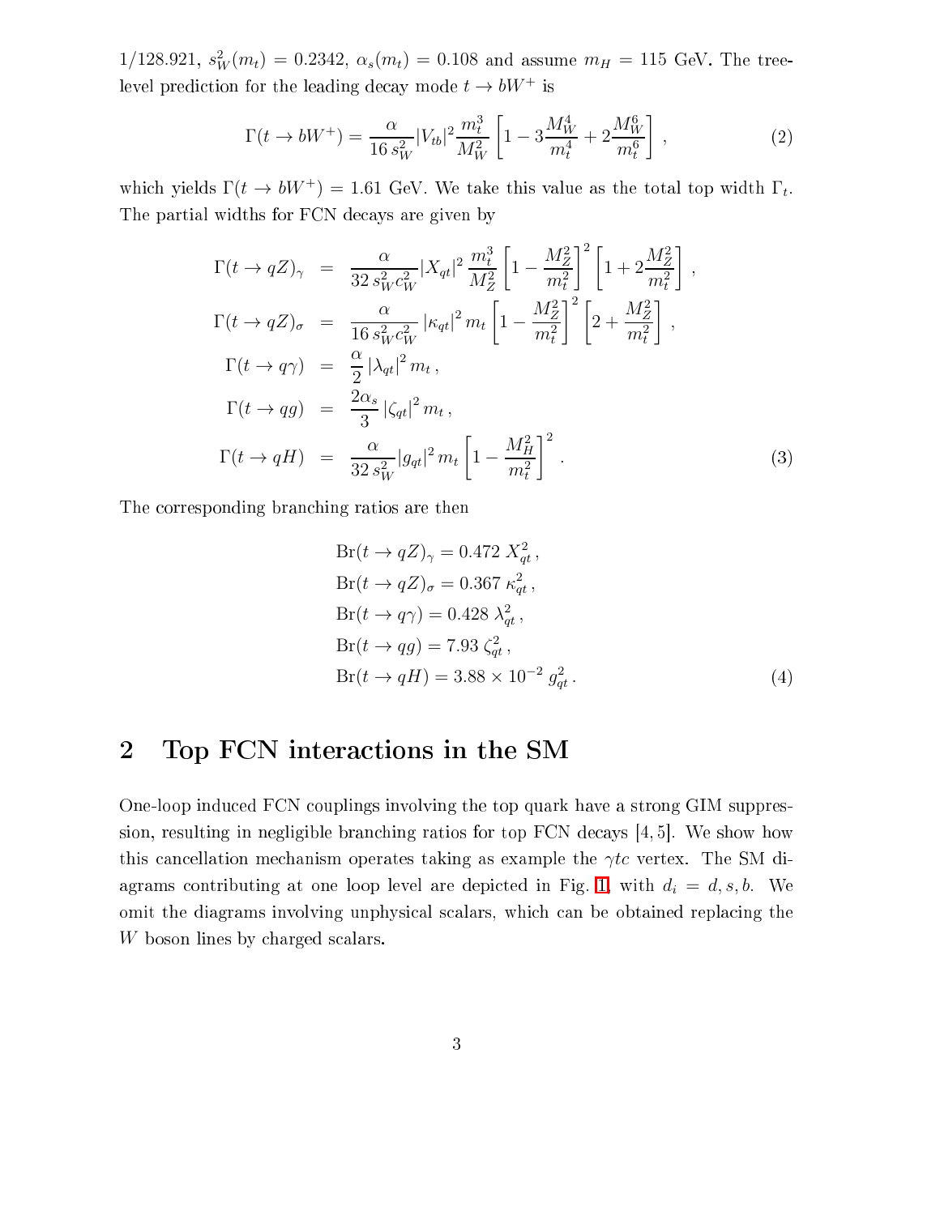$1/128.921$, $s_W^2(m_t) = 0.2342$, $\alpha_s(m_t) = 0.108$ and assume $m_H = 115$ GeV. The tree-level prediction for the leading decay mode $t \to bW^+$ is

$$\Gamma(t \to bW^+) = \frac{\alpha}{16\, s_W^2} |V_{tb}|^2 \frac{m_t^3}{M_W^2} \left[ 1 - 3\frac{M_W^4}{m_t^4} + 2\frac{M_W^6}{m_t^6} \right] , \tag{2}$$

which yields $\Gamma(t \to bW^+) = 1.61$ GeV. We take this value as the total top width $\Gamma_t$. The partial widths for FCN decays are given by

$$\begin{aligned}
\Gamma(t \to qZ)_\gamma &= \frac{\alpha}{32\, s_W^2 c_W^2} |X_{qt}|^2 \, \frac{m_t^3}{M_Z^2} \left[ 1 - \frac{M_Z^2}{m_t^2} \right]^2 \left[ 1 + 2\frac{M_Z^2}{m_t^2} \right] , \\
\Gamma(t \to qZ)_\sigma &= \frac{\alpha}{16\, s_W^2 c_W^2} \, |\kappa_{qt}|^2 \, m_t \left[ 1 - \frac{M_Z^2}{m_t^2} \right]^2 \left[ 2 + \frac{M_Z^2}{m_t^2} \right] , \\
\Gamma(t \to q\gamma) &= \frac{\alpha}{2} \, |\lambda_{qt}|^2 \, m_t \, , \\
\Gamma(t \to qg) &= \frac{2\alpha_s}{3} \, |\zeta_{qt}|^2 \, m_t \, , \\
\Gamma(t \to qH) &= \frac{\alpha}{32\, s_W^2} |g_{qt}|^2 \, m_t \left[ 1 - \frac{M_H^2}{m_t^2} \right]^2 .
\end{aligned} \tag{3}$$

The corresponding branching ratios are then

$$\begin{aligned}
&\mathrm{Br}(t \to qZ)_\gamma = 0.472 \; X_{qt}^2 \, , \\
&\mathrm{Br}(t \to qZ)_\sigma = 0.367 \; \kappa_{qt}^2 \, , \\
&\mathrm{Br}(t \to q\gamma) = 0.428 \; \lambda_{qt}^2 \, , \\
&\mathrm{Br}(t \to qg) = 7.93 \; \zeta_{qt}^2 \, , \\
&\mathrm{Br}(t \to qH) = 3.88 \times 10^{-2} \; g_{qt}^2 \, .
\end{aligned} \tag{4}$$

## 2 Top FCN interactions in the SM

One-loop induced FCN couplings involving the top quark have a strong GIM suppression, resulting in negligible branching ratios for top FCN decays [4, 5]. We show how this cancellation mechanism operates taking as example the $\gamma tc$ vertex. The SM diagrams contributing at one loop level are depicted in Fig. 1, with $d_i = d, s, b$. We omit the diagrams involving unphysical scalars, which can be obtained replacing the $W$ boson lines by charged scalars.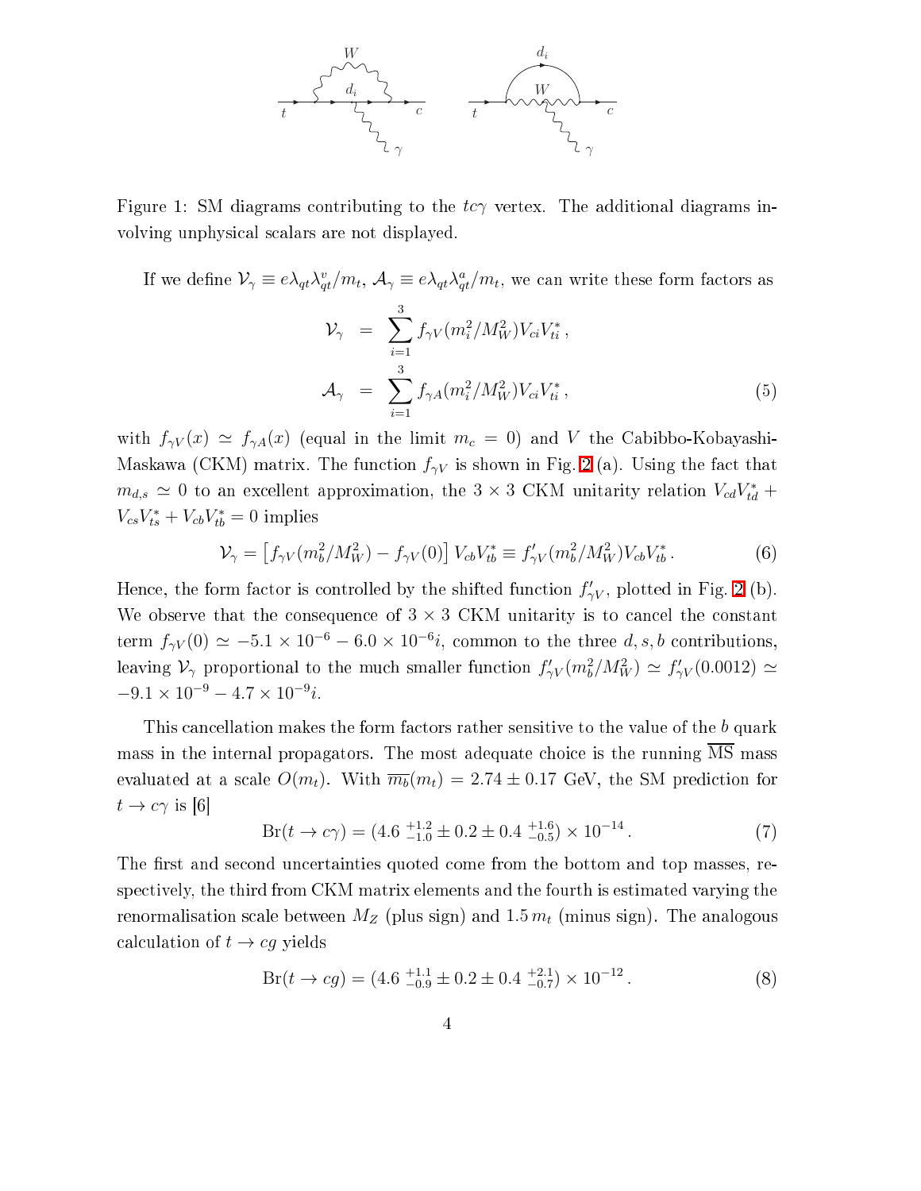Figure 1: SM diagrams contributing to the $tc\gamma$ vertex. The additional diagrams involving unphysical scalars are not displayed.

If we define $\mathcal{V}_\gamma \equiv e\lambda_{qt}\lambda_{qt}^v/m_t$, $\mathcal{A}_\gamma \equiv e\lambda_{qt}\lambda_{qt}^a/m_t$, we can write these form factors as

$$
\begin{aligned}
\mathcal{V}_\gamma &= \sum_{i=1}^{3} f_{\gamma V}(m_i^2/M_W^2) V_{ci} V_{ti}^* \,, \\
\mathcal{A}_\gamma &= \sum_{i=1}^{3} f_{\gamma A}(m_i^2/M_W^2) V_{ci} V_{ti}^* \,,
\end{aligned} \tag{5}
$$

with $f_{\gamma V}(x) \simeq f_{\gamma A}(x)$ (equal in the limit $m_c = 0$) and $V$ the Cabibbo-Kobayashi-Maskawa (CKM) matrix. The function $f_{\gamma V}$ is shown in Fig. 2 (a). Using the fact that $m_{d,s} \simeq 0$ to an excellent approximation, the $3 \times 3$ CKM unitarity relation $V_{cd}V_{td}^* + V_{cs}V_{ts}^* + V_{cb}V_{tb}^* = 0$ implies

$$
\mathcal{V}_\gamma = \left[ f_{\gamma V}(m_b^2/M_W^2) - f_{\gamma V}(0) \right] V_{cb} V_{tb}^* \equiv f'_{\gamma V}(m_b^2/M_W^2) V_{cb} V_{tb}^* \,. \tag{6}
$$

Hence, the form factor is controlled by the shifted function $f'_{\gamma V}$, plotted in Fig. 2 (b). We observe that the consequence of $3 \times 3$ CKM unitarity is to cancel the constant term $f_{\gamma V}(0) \simeq -5.1 \times 10^{-6} - 6.0 \times 10^{-6} i$, common to the three $d, s, b$ contributions, leaving $\mathcal{V}_\gamma$ proportional to the much smaller function $f'_{\gamma V}(m_b^2/M_W^2) \simeq f'_{\gamma V}(0.0012) \simeq -9.1 \times 10^{-9} - 4.7 \times 10^{-9} i$.

This cancellation makes the form factors rather sensitive to the value of the $b$ quark mass in the internal propagators. The most adequate choice is the running $\overline{\mathrm{MS}}$ mass evaluated at a scale $O(m_t)$. With $\overline{m_b}(m_t) = 2.74 \pm 0.17$ GeV, the SM prediction for $t \to c\gamma$ is [6]

$$
\mathrm{Br}(t \to c\gamma) = (4.6 \; {}^{+1.2}_{-1.0} \pm 0.2 \pm 0.4 \; {}^{+1.6}_{-0.5}) \times 10^{-14} \,. \tag{7}
$$

The first and second uncertainties quoted come from the bottom and top masses, respectively, the third from CKM matrix elements and the fourth is estimated varying the renormalisation scale between $M_Z$ (plus sign) and $1.5\, m_t$ (minus sign). The analogous calculation of $t \to cg$ yields

$$
\mathrm{Br}(t \to cg) = (4.6 \; {}^{+1.1}_{-0.9} \pm 0.2 \pm 0.4 \; {}^{+2.1}_{-0.7}) \times 10^{-12} \,. \tag{8}
$$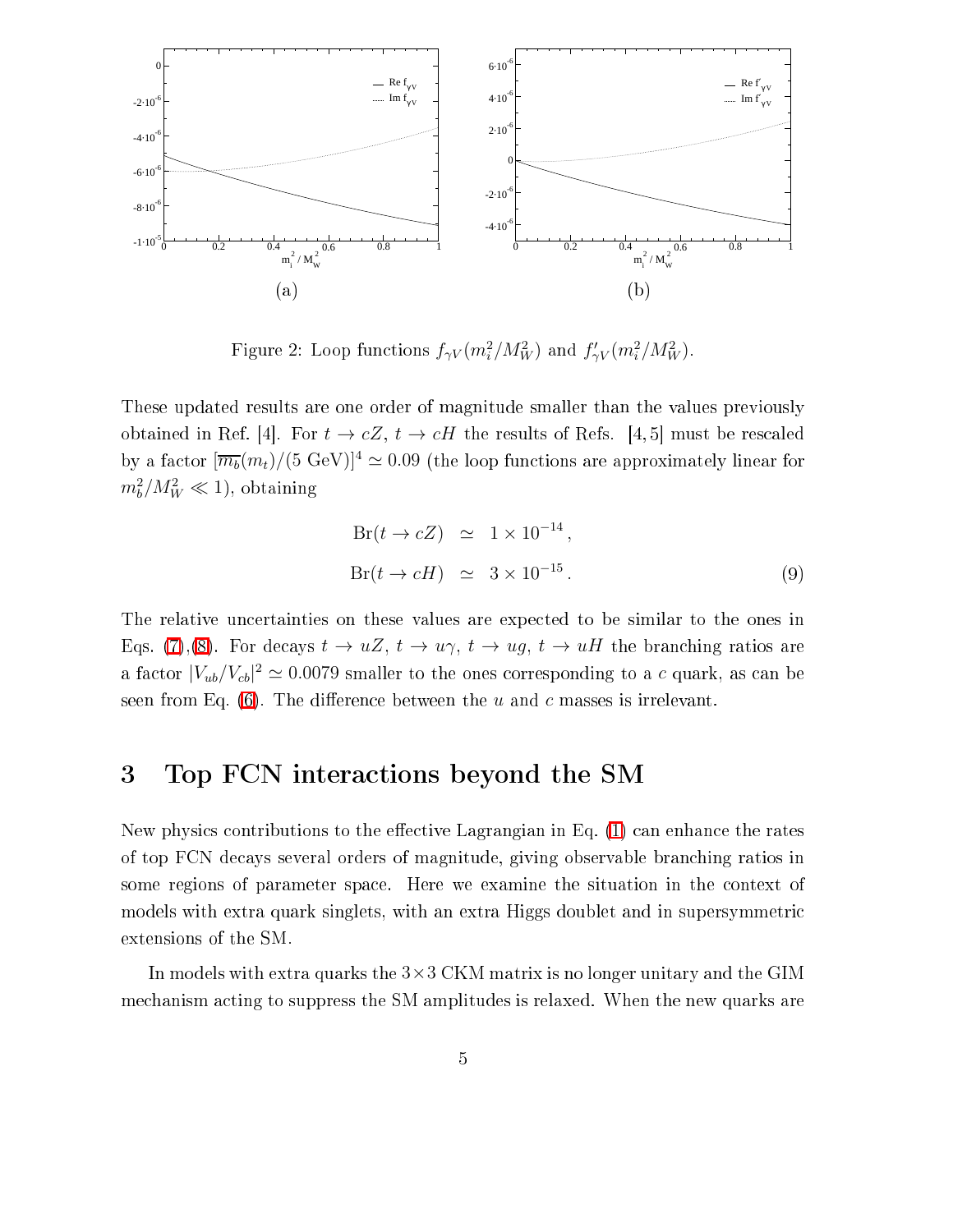Figure 2: Loop functions $f_{\gamma V}(m_i^2/M_W^2)$ and $f'_{\gamma V}(m_i^2/M_W^2)$.

These updated results are one order of magnitude smaller than the values previously obtained in Ref. [4]. For $t \to cZ$, $t \to cH$ the results of Refs. [4, 5] must be rescaled by a factor $[\overline{m_b}(m_t)/(5 \text{ GeV})]^4 \simeq 0.09$ (the loop functions are approximately linear for $m_b^2/M_W^2 \ll 1$), obtaining

$$
\begin{aligned}
\text{Br}(t \to cZ) &\simeq 1 \times 10^{-14} \,, \\
\text{Br}(t \to cH) &\simeq 3 \times 10^{-15} \,.
\end{aligned}
\tag{9}
$$

The relative uncertainties on these values are expected to be similar to the ones in Eqs. (7),(8). For decays $t \to uZ$, $t \to u\gamma$, $t \to ug$, $t \to uH$ the branching ratios are a factor $|V_{ub}/V_{cb}|^2 \simeq 0.0079$ smaller to the ones corresponding to a $c$ quark, as can be seen from Eq. (6). The difference between the $u$ and $c$ masses is irrelevant.

# 3 Top FCN interactions beyond the SM

New physics contributions to the effective Lagrangian in Eq. (1) can enhance the rates of top FCN decays several orders of magnitude, giving observable branching ratios in some regions of parameter space. Here we examine the situation in the context of models with extra quark singlets, with an extra Higgs doublet and in supersymmetric extensions of the SM.

In models with extra quarks the $3\times3$ CKM matrix is no longer unitary and the GIM mechanism acting to suppress the SM amplitudes is relaxed. When the new quarks are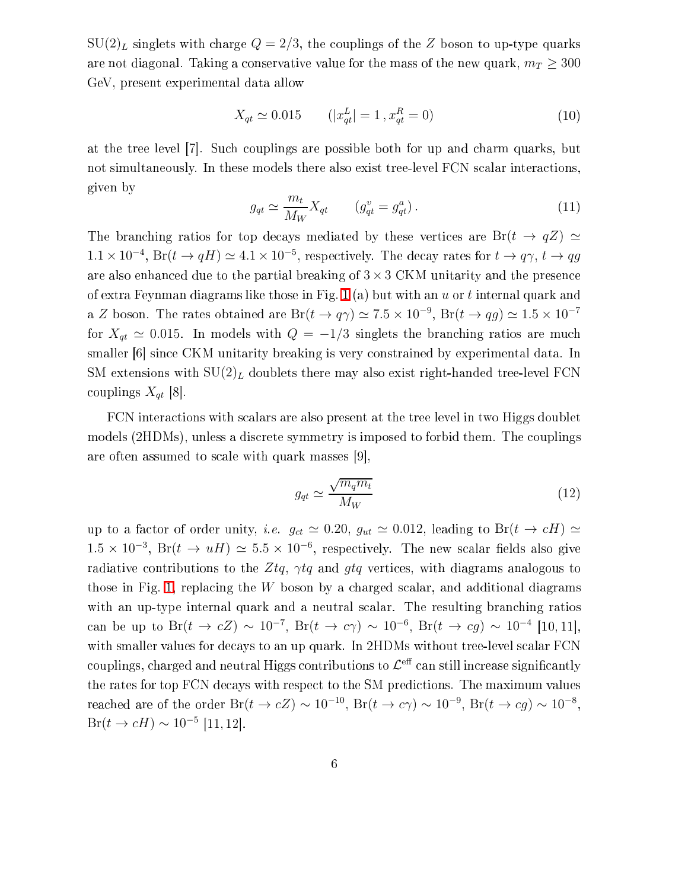$\mathrm{SU}(2)_L$ singlets with charge $Q = 2/3$, the couplings of the $Z$ boson to up-type quarks are not diagonal. Taking a conservative value for the mass of the new quark, $m_T \geq 300$ GeV, present experimental data allow

$$X_{qt} \simeq 0.015 \qquad (|x_{qt}^L| = 1 \,, x_{qt}^R = 0) \tag{10}$$

at the tree level [7]. Such couplings are possible both for up and charm quarks, but not simultaneously. In these models there also exist tree-level FCN scalar interactions, given by

$$g_{qt} \simeq \frac{m_t}{M_W} X_{qt} \qquad (g_{qt}^v = g_{qt}^a) \,. \tag{11}$$

The branching ratios for top decays mediated by these vertices are $\mathrm{Br}(t \to qZ) \simeq 1.1 \times 10^{-4}$, $\mathrm{Br}(t \to qH) \simeq 4.1 \times 10^{-5}$, respectively. The decay rates for $t \to q\gamma$, $t \to qg$ are also enhanced due to the partial breaking of $3 \times 3$ CKM unitarity and the presence of extra Feynman diagrams like those in Fig. 1 (a) but with an $u$ or $t$ internal quark and a $Z$ boson. The rates obtained are $\mathrm{Br}(t \to q\gamma) \simeq 7.5 \times 10^{-9}$, $\mathrm{Br}(t \to qg) \simeq 1.5 \times 10^{-7}$ for $X_{qt} \simeq 0.015$. In models with $Q = -1/3$ singlets the branching ratios are much smaller [6] since CKM unitarity breaking is very constrained by experimental data. In SM extensions with $\mathrm{SU}(2)_L$ doublets there may also exist right-handed tree-level FCN couplings $X_{qt}$ [8].

FCN interactions with scalars are also present at the tree level in two Higgs doublet models (2HDMs), unless a discrete symmetry is imposed to forbid them. The couplings are often assumed to scale with quark masses [9],

$$g_{qt} \simeq \frac{\sqrt{m_q m_t}}{M_W} \tag{12}$$

up to a factor of order unity, *i.e.* $g_{ct} \simeq 0.20$, $g_{ut} \simeq 0.012$, leading to $\mathrm{Br}(t \to cH) \simeq 1.5 \times 10^{-3}$, $\mathrm{Br}(t \to uH) \simeq 5.5 \times 10^{-6}$, respectively. The new scalar fields also give radiative contributions to the $Ztq$, $\gamma tq$ and $gtq$ vertices, with diagrams analogous to those in Fig. 1, replacing the $W$ boson by a charged scalar, and additional diagrams with an up-type internal quark and a neutral scalar. The resulting branching ratios can be up to $\mathrm{Br}(t \to cZ) \sim 10^{-7}$, $\mathrm{Br}(t \to c\gamma) \sim 10^{-6}$, $\mathrm{Br}(t \to cg) \sim 10^{-4}$ [10, 11], with smaller values for decays to an up quark. In 2HDMs without tree-level scalar FCN couplings, charged and neutral Higgs contributions to $\mathcal{L}^{\mathrm{eff}}$ can still increase significantly the rates for top FCN decays with respect to the SM predictions. The maximum values reached are of the order $\mathrm{Br}(t \to cZ) \sim 10^{-10}$, $\mathrm{Br}(t \to c\gamma) \sim 10^{-9}$, $\mathrm{Br}(t \to cg) \sim 10^{-8}$, $\mathrm{Br}(t \to cH) \sim 10^{-5}$ [11, 12].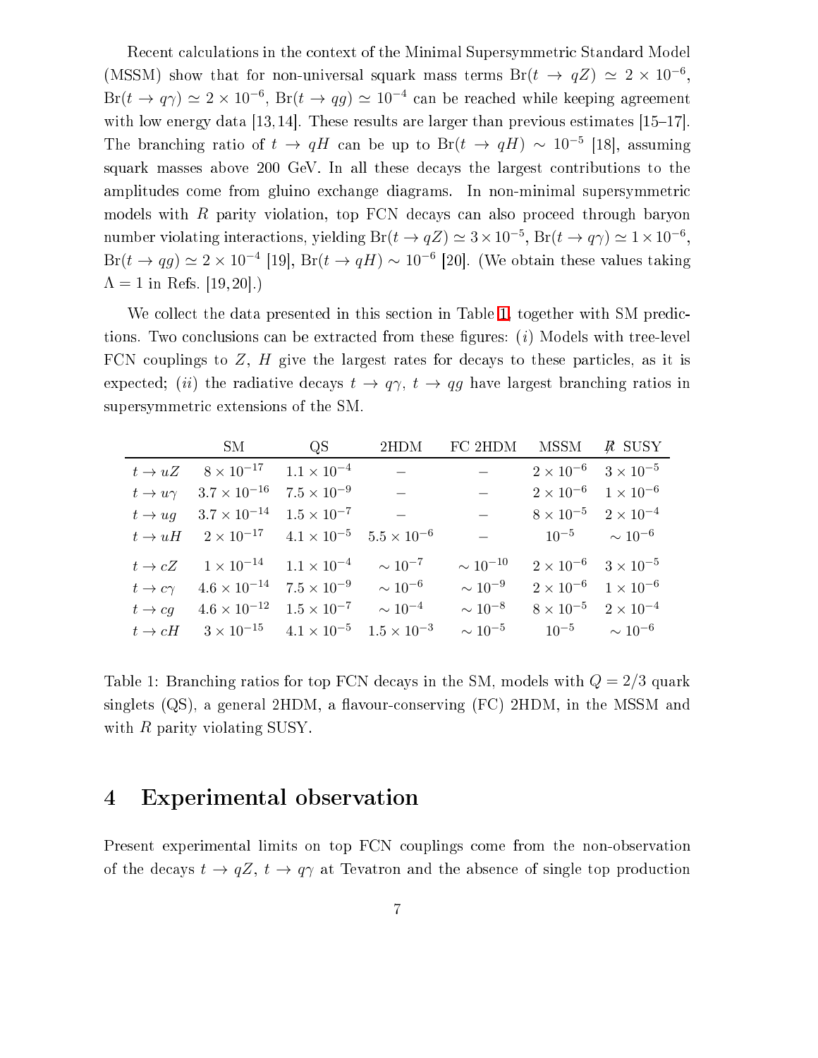Recent calculations in the context of the Minimal Supersymmetric Standard Model (MSSM) show that for non-universal squark mass terms $\mathrm{Br}(t \to qZ) \simeq 2 \times 10^{-6}$, $\mathrm{Br}(t \to q\gamma) \simeq 2 \times 10^{-6}$, $\mathrm{Br}(t \to qg) \simeq 10^{-4}$ can be reached while keeping agreement with low energy data [13,14]. These results are larger than previous estimates [15–17]. The branching ratio of $t \to qH$ can be up to $\mathrm{Br}(t \to qH) \sim 10^{-5}$ [18], assuming squark masses above 200 GeV. In all these decays the largest contributions to the amplitudes come from gluino exchange diagrams. In non-minimal supersymmetric models with $R$ parity violation, top FCN decays can also proceed through baryon number violating interactions, yielding $\mathrm{Br}(t \to qZ) \simeq 3 \times 10^{-5}$, $\mathrm{Br}(t \to q\gamma) \simeq 1 \times 10^{-6}$, $\mathrm{Br}(t \to qg) \simeq 2 \times 10^{-4}$ [19], $\mathrm{Br}(t \to qH) \sim 10^{-6}$ [20]. (We obtain these values taking $\Lambda = 1$ in Refs. [19,20].)

We collect the data presented in this section in Table 1, together with SM predictions. Two conclusions can be extracted from these figures: (*i*) Models with tree-level FCN couplings to $Z$, $H$ give the largest rates for decays to these particles, as it is expected; (*ii*) the radiative decays $t \to q\gamma$, $t \to qg$ have largest branching ratios in supersymmetric extensions of the SM.

| | SM | QS | 2HDM | FC 2HDM | MSSM | $\not R$ SUSY |
|---|---|---|---|---|---|---|
| $t \to uZ$ | $8 \times 10^{-17}$ | $1.1 \times 10^{-4}$ | – | – | $2 \times 10^{-6}$ | $3 \times 10^{-5}$ |
| $t \to u\gamma$ | $3.7 \times 10^{-16}$ | $7.5 \times 10^{-9}$ | – | – | $2 \times 10^{-6}$ | $1 \times 10^{-6}$ |
| $t \to ug$ | $3.7 \times 10^{-14}$ | $1.5 \times 10^{-7}$ | – | – | $8 \times 10^{-5}$ | $2 \times 10^{-4}$ |
| $t \to uH$ | $2 \times 10^{-17}$ | $4.1 \times 10^{-5}$ | $5.5 \times 10^{-6}$ | – | $10^{-5}$ | $\sim 10^{-6}$ |
| $t \to cZ$ | $1 \times 10^{-14}$ | $1.1 \times 10^{-4}$ | $\sim 10^{-7}$ | $\sim 10^{-10}$ | $2 \times 10^{-6}$ | $3 \times 10^{-5}$ |
| $t \to c\gamma$ | $4.6 \times 10^{-14}$ | $7.5 \times 10^{-9}$ | $\sim 10^{-6}$ | $\sim 10^{-9}$ | $2 \times 10^{-6}$ | $1 \times 10^{-6}$ |
| $t \to cg$ | $4.6 \times 10^{-12}$ | $1.5 \times 10^{-7}$ | $\sim 10^{-4}$ | $\sim 10^{-8}$ | $8 \times 10^{-5}$ | $2 \times 10^{-4}$ |
| $t \to cH$ | $3 \times 10^{-15}$ | $4.1 \times 10^{-5}$ | $1.5 \times 10^{-3}$ | $\sim 10^{-5}$ | $10^{-5}$ | $\sim 10^{-6}$ |

Table 1: Branching ratios for top FCN decays in the SM, models with $Q = 2/3$ quark singlets (QS), a general 2HDM, a flavour-conserving (FC) 2HDM, in the MSSM and with $R$ parity violating SUSY.

# 4 Experimental observation

Present experimental limits on top FCN couplings come from the non-observation of the decays $t \to qZ$, $t \to q\gamma$ at Tevatron and the absence of single top production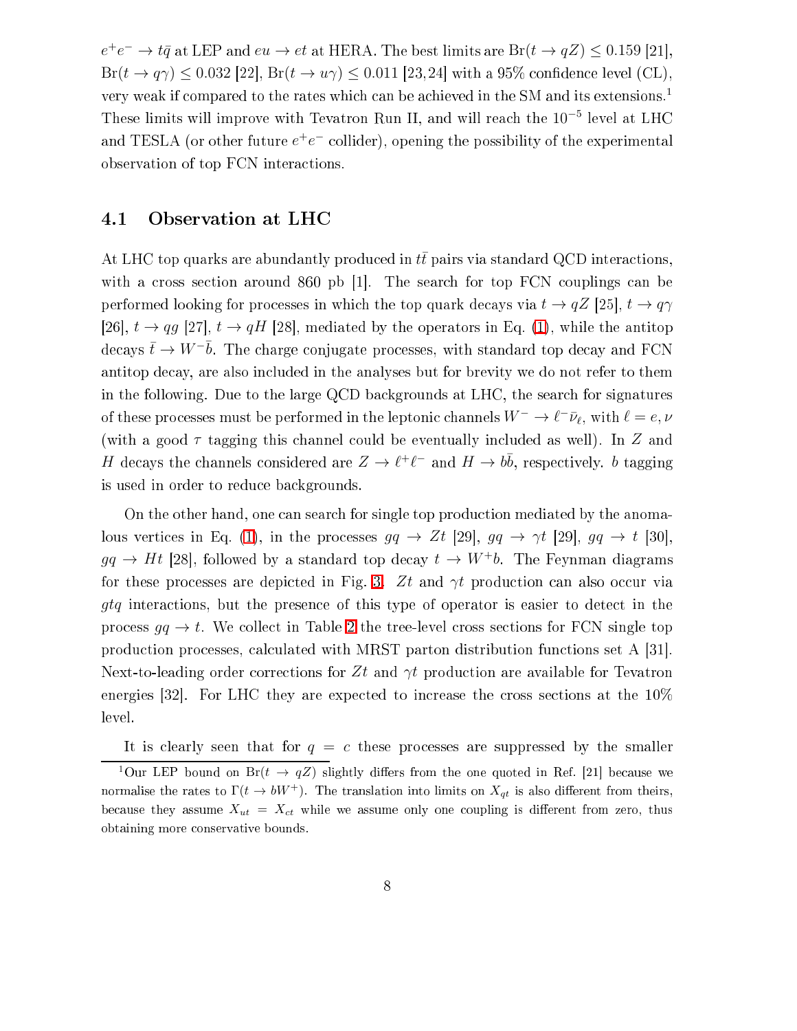$e^+e^- \to t\bar{q}$ at LEP and $eu \to et$ at HERA. The best limits are $\text{Br}(t \to qZ) \leq 0.159$ [21], $\text{Br}(t \to q\gamma) \leq 0.032$ [22], $\text{Br}(t \to u\gamma) \leq 0.011$ [23,24] with a 95% confidence level (CL), very weak if compared to the rates which can be achieved in the SM and its extensions.[1] These limits will improve with Tevatron Run II, and will reach the $10^{-5}$ level at LHC and TESLA (or other future $e^+e^-$ collider), opening the possibility of the experimental observation of top FCN interactions.

## 4.1 Observation at LHC

At LHC top quarks are abundantly produced in $t\bar{t}$ pairs via standard QCD interactions, with a cross section around 860 pb [1]. The search for top FCN couplings can be performed looking for processes in which the top quark decays via $t \to qZ$ [25], $t \to q\gamma$ [26], $t \to qg$ [27], $t \to qH$ [28], mediated by the operators in Eq. (1), while the antitop decays $\bar{t} \to W^-\bar{b}$. The charge conjugate processes, with standard top decay and FCN antitop decay, are also included in the analyses but for brevity we do not refer to them in the following. Due to the large QCD backgrounds at LHC, the search for signatures of these processes must be performed in the leptonic channels $W^- \to \ell^-\bar{\nu}_\ell$, with $\ell = e, \nu$ (with a good $\tau$ tagging this channel could be eventually included as well). In $Z$ and $H$ decays the channels considered are $Z \to \ell^+\ell^-$ and $H \to b\bar{b}$, respectively. $b$ tagging is used in order to reduce backgrounds.

On the other hand, one can search for single top production mediated by the anomalous vertices in Eq. (1), in the processes $gq \to Zt$ [29], $gq \to \gamma t$ [29], $gq \to t$ [30], $gq \to Ht$ [28], followed by a standard top decay $t \to W^+b$. The Feynman diagrams for these processes are depicted in Fig. 3. $Zt$ and $\gamma t$ production can also occur via $gtq$ interactions, but the presence of this type of operator is easier to detect in the process $gq \to t$. We collect in Table 2 the tree-level cross sections for FCN single top production processes, calculated with MRST parton distribution functions set A [31]. Next-to-leading order corrections for $Zt$ and $\gamma t$ production are available for Tevatron energies [32]. For LHC they are expected to increase the cross sections at the 10% level.

It is clearly seen that for $q = c$ these processes are suppressed by the smaller

[1] Our LEP bound on $\text{Br}(t \to qZ)$ slightly differs from the one quoted in Ref. [21] because we normalise the rates to $\Gamma(t \to bW^+)$. The translation into limits on $X_{qt}$ is also different from theirs, because they assume $X_{ut} = X_{ct}$ while we assume only one coupling is different from zero, thus obtaining more conservative bounds.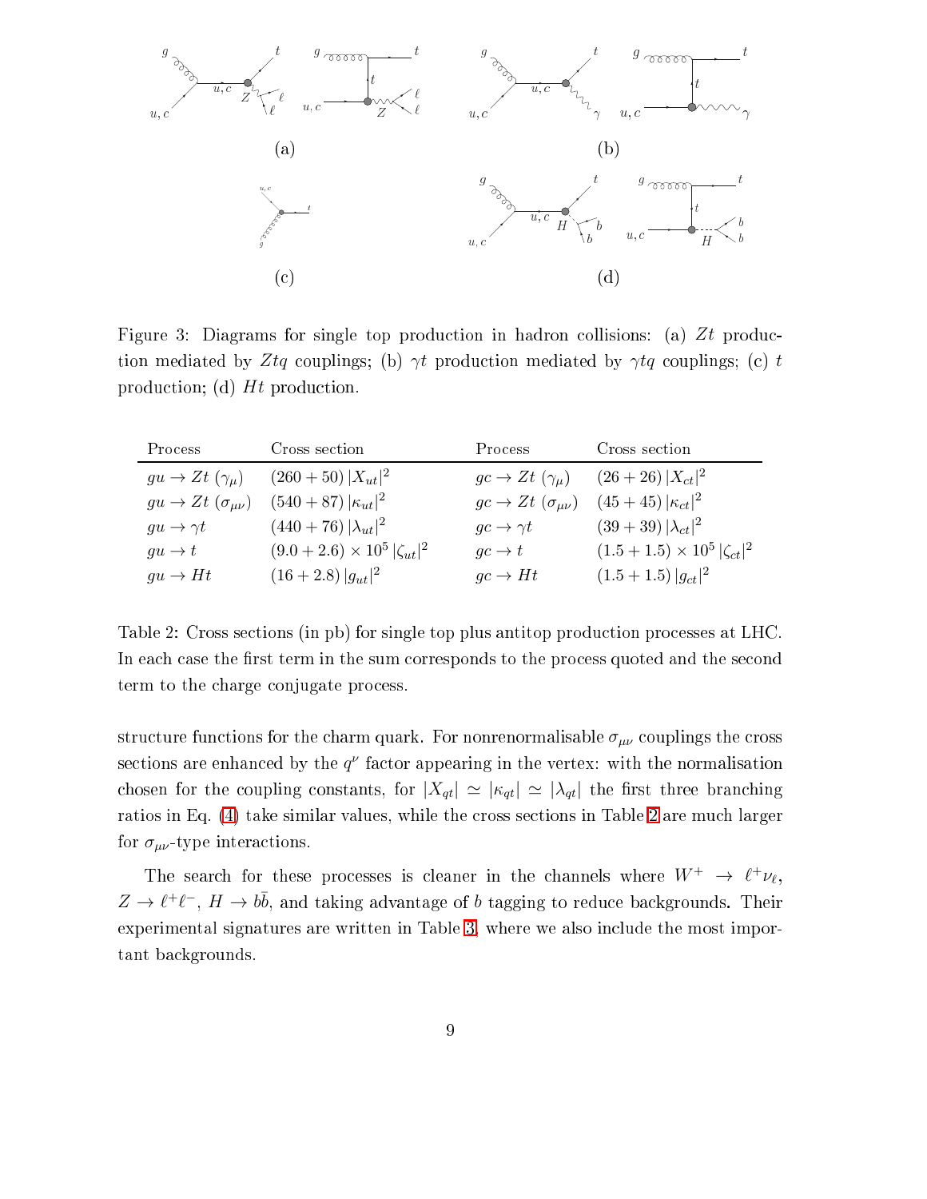Figure 3: Diagrams for single top production in hadron collisions: (a) $Zt$ production mediated by $Ztq$ couplings; (b) $\gamma t$ production mediated by $\gamma tq$ couplings; (c) $t$ production; (d) $Ht$ production.

| Process | Cross section | Process | Cross section |
|---|---|---|---|
| $gu \to Zt\ (\gamma_\mu)$ | $(260 + 50)\,\vert X_{ut}\vert^2$ | $gc \to Zt\ (\gamma_\mu)$ | $(26 + 26)\,\vert X_{ct}\vert^2$ |
| $gu \to Zt\ (\sigma_{\mu\nu})$ | $(540 + 87)\,\vert \kappa_{ut}\vert^2$ | $gc \to Zt\ (\sigma_{\mu\nu})$ | $(45 + 45)\,\vert \kappa_{ct}\vert^2$ |
| $gu \to \gamma t$ | $(440 + 76)\,\vert \lambda_{ut}\vert^2$ | $gc \to \gamma t$ | $(39 + 39)\,\vert \lambda_{ct}\vert^2$ |
| $gu \to t$ | $(9.0 + 2.6) \times 10^5\,\vert \zeta_{ut}\vert^2$ | $gc \to t$ | $(1.5 + 1.5) \times 10^5\,\vert \zeta_{ct}\vert^2$ |
| $gu \to Ht$ | $(16 + 2.8)\,\vert g_{ut}\vert^2$ | $gc \to Ht$ | $(1.5 + 1.5)\,\vert g_{ct}\vert^2$ |

Table 2: Cross sections (in pb) for single top plus antitop production processes at LHC. In each case the first term in the sum corresponds to the process quoted and the second term to the charge conjugate process.

structure functions for the charm quark. For nonrenormalisable $\sigma_{\mu\nu}$ couplings the cross sections are enhanced by the $q^\nu$ factor appearing in the vertex: with the normalisation chosen for the coupling constants, for $|X_{qt}| \simeq |\kappa_{qt}| \simeq |\lambda_{qt}|$ the first three branching ratios in Eq. (4) take similar values, while the cross sections in Table 2 are much larger for $\sigma_{\mu\nu}$-type interactions.

The search for these processes is cleaner in the channels where $W^+ \to \ell^+ \nu_\ell$, $Z \to \ell^+ \ell^-$, $H \to b\bar{b}$, and taking advantage of $b$ tagging to reduce backgrounds. Their experimental signatures are written in Table 3, where we also include the most important backgrounds.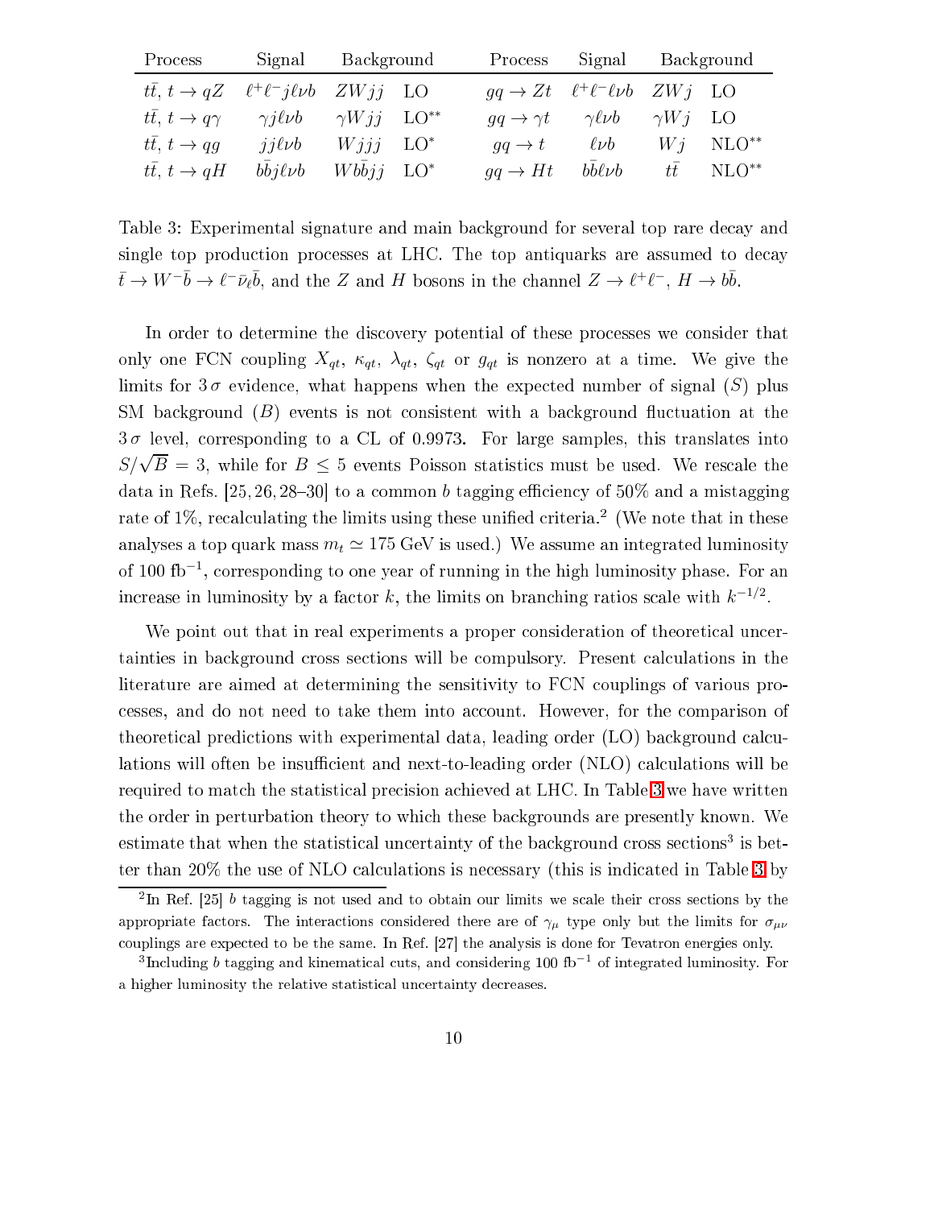| Process | Signal | Background | | Process | Signal | Background | |
|---|---|---|---|---|---|---|---|
| $t\bar{t}$, $t \to qZ$ | $\ell^+\ell^- j \ell\nu b$ | $ZWjj$ | LO | $gq \to Zt$ | $\ell^+\ell^- \ell\nu b$ | $ZWj$ | LO |
| $t\bar{t}$, $t \to q\gamma$ | $\gamma j \ell\nu b$ | $\gamma Wjj$ | LO** | $gq \to \gamma t$ | $\gamma \ell\nu b$ | $\gamma Wj$ | LO |
| $t\bar{t}$, $t \to qg$ | $jj\ell\nu b$ | $Wjjj$ | LO* | $gq \to t$ | $\ell\nu b$ | $Wj$ | NLO** |
| $t\bar{t}$, $t \to qH$ | $b\bar{b}j\ell\nu b$ | $Wb\bar{b}jj$ | LO* | $gq \to Ht$ | $b\bar{b}\ell\nu b$ | $t\bar{t}$ | NLO** |

Table 3: Experimental signature and main background for several top rare decay and single top production processes at LHC. The top antiquarks are assumed to decay $\bar{t} \to W^- \bar{b} \to \ell^- \bar{\nu}_\ell \bar{b}$, and the $Z$ and $H$ bosons in the channel $Z \to \ell^+\ell^-$, $H \to b\bar{b}$.

In order to determine the discovery potential of these processes we consider that only one FCN coupling $X_{qt}$, $\kappa_{qt}$, $\lambda_{qt}$, $\zeta_{qt}$ or $g_{qt}$ is nonzero at a time. We give the limits for $3\,\sigma$ evidence, what happens when the expected number of signal ($S$) plus SM background ($B$) events is not consistent with a background fluctuation at the $3\,\sigma$ level, corresponding to a CL of 0.9973. For large samples, this translates into $S/\sqrt{B} = 3$, while for $B \leq 5$ events Poisson statistics must be used. We rescale the data in Refs. [25, 26, 28–30] to a common $b$ tagging efficiency of 50% and a mistagging rate of 1%, recalculating the limits using these unified criteria.[2] (We note that in these analyses a top quark mass $m_t \simeq 175$ GeV is used.) We assume an integrated luminosity of 100 fb$^{-1}$, corresponding to one year of running in the high luminosity phase. For an increase in luminosity by a factor $k$, the limits on branching ratios scale with $k^{-1/2}$.

We point out that in real experiments a proper consideration of theoretical uncertainties in background cross sections will be compulsory. Present calculations in the literature are aimed at determining the sensitivity to FCN couplings of various processes, and do not need to take them into account. However, for the comparison of theoretical predictions with experimental data, leading order (LO) background calculations will often be insufficient and next-to-leading order (NLO) calculations will be required to match the statistical precision achieved at LHC. In Table 3 we have written the order in perturbation theory to which these backgrounds are presently known. We estimate that when the statistical uncertainty of the background cross sections[3] is better than 20% the use of NLO calculations is necessary (this is indicated in Table 3 by

[2] In Ref. [25] $b$ tagging is not used and to obtain our limits we scale their cross sections by the appropriate factors. The interactions considered there are of $\gamma_\mu$ type only but the limits for $\sigma_{\mu\nu}$ couplings are expected to be the same. In Ref. [27] the analysis is done for Tevatron energies only.

[3] Including $b$ tagging and kinematical cuts, and considering 100 fb$^{-1}$ of integrated luminosity. For a higher luminosity the relative statistical uncertainty decreases.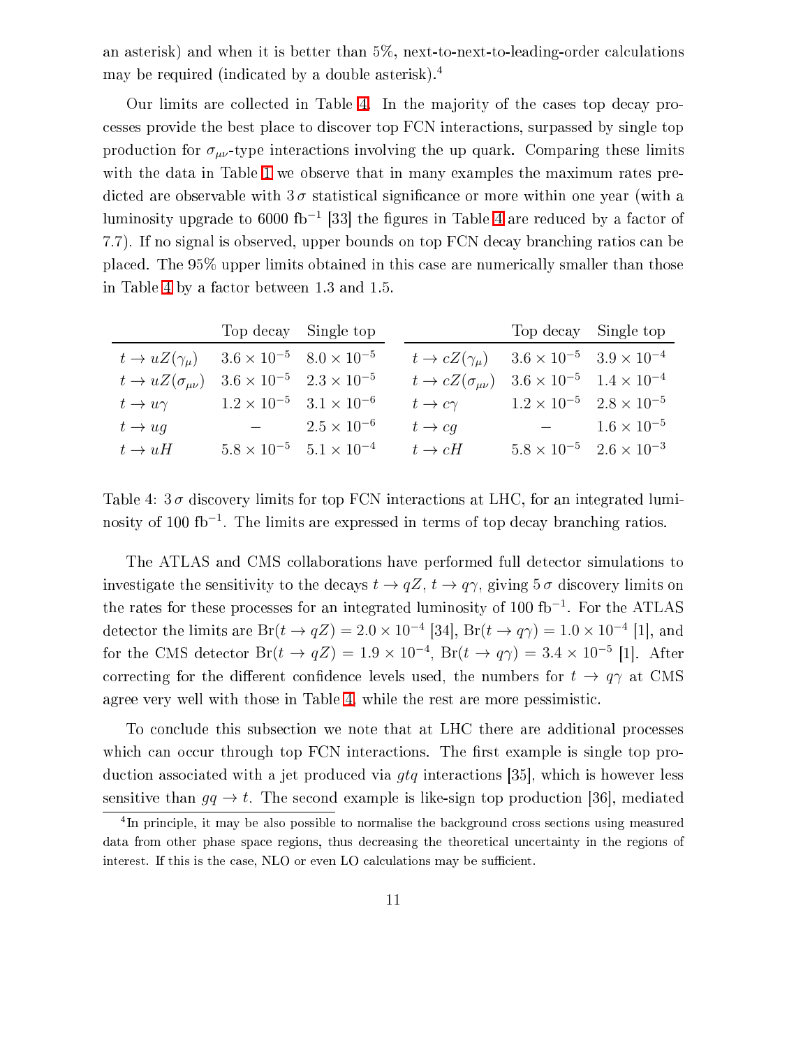an asterisk) and when it is better than 5%, next-to-next-to-leading-order calculations may be required (indicated by a double asterisk).[4]

Our limits are collected in Table 4. In the majority of the cases top decay processes provide the best place to discover top FCN interactions, surpassed by single top production for $\sigma_{\mu\nu}$-type interactions involving the up quark. Comparing these limits with the data in Table 1 we observe that in many examples the maximum rates predicted are observable with $3\,\sigma$ statistical significance or more within one year (with a luminosity upgrade to 6000 fb$^{-1}$ [33] the figures in Table 4 are reduced by a factor of 7.7). If no signal is observed, upper bounds on top FCN decay branching ratios can be placed. The 95% upper limits obtained in this case are numerically smaller than those in Table 4 by a factor between 1.3 and 1.5.

| | Top decay | Single top | | Top decay | Single top |
|---|---|---|---|---|---|
| $t \to uZ(\gamma_\mu)$ | $3.6 \times 10^{-5}$ | $8.0 \times 10^{-5}$ | $t \to cZ(\gamma_\mu)$ | $3.6 \times 10^{-5}$ | $3.9 \times 10^{-4}$ |
| $t \to uZ(\sigma_{\mu\nu})$ | $3.6 \times 10^{-5}$ | $2.3 \times 10^{-5}$ | $t \to cZ(\sigma_{\mu\nu})$ | $3.6 \times 10^{-5}$ | $1.4 \times 10^{-4}$ |
| $t \to u\gamma$ | $1.2 \times 10^{-5}$ | $3.1 \times 10^{-6}$ | $t \to c\gamma$ | $1.2 \times 10^{-5}$ | $2.8 \times 10^{-5}$ |
| $t \to ug$ | $-$ | $2.5 \times 10^{-6}$ | $t \to cg$ | $-$ | $1.6 \times 10^{-5}$ |
| $t \to uH$ | $5.8 \times 10^{-5}$ | $5.1 \times 10^{-4}$ | $t \to cH$ | $5.8 \times 10^{-5}$ | $2.6 \times 10^{-3}$ |

Table 4: $3\,\sigma$ discovery limits for top FCN interactions at LHC, for an integrated luminosity of 100 fb$^{-1}$. The limits are expressed in terms of top decay branching ratios.

The ATLAS and CMS collaborations have performed full detector simulations to investigate the sensitivity to the decays $t \to qZ$, $t \to q\gamma$, giving $5\,\sigma$ discovery limits on the rates for these processes for an integrated luminosity of 100 fb$^{-1}$. For the ATLAS detector the limits are $\mathrm{Br}(t \to qZ) = 2.0 \times 10^{-4}$ [34], $\mathrm{Br}(t \to q\gamma) = 1.0 \times 10^{-4}$ [1], and for the CMS detector $\mathrm{Br}(t \to qZ) = 1.9 \times 10^{-4}$, $\mathrm{Br}(t \to q\gamma) = 3.4 \times 10^{-5}$ [1]. After correcting for the different confidence levels used, the numbers for $t \to q\gamma$ at CMS agree very well with those in Table 4, while the rest are more pessimistic.

To conclude this subsection we note that at LHC there are additional processes which can occur through top FCN interactions. The first example is single top production associated with a jet produced via $gtq$ interactions [35], which is however less sensitive than $gq \to t$. The second example is like-sign top production [36], mediated

[4] In principle, it may be also possible to normalise the background cross sections using measured data from other phase space regions, thus decreasing the theoretical uncertainty in the regions of interest. If this is the case, NLO or even LO calculations may be sufficient.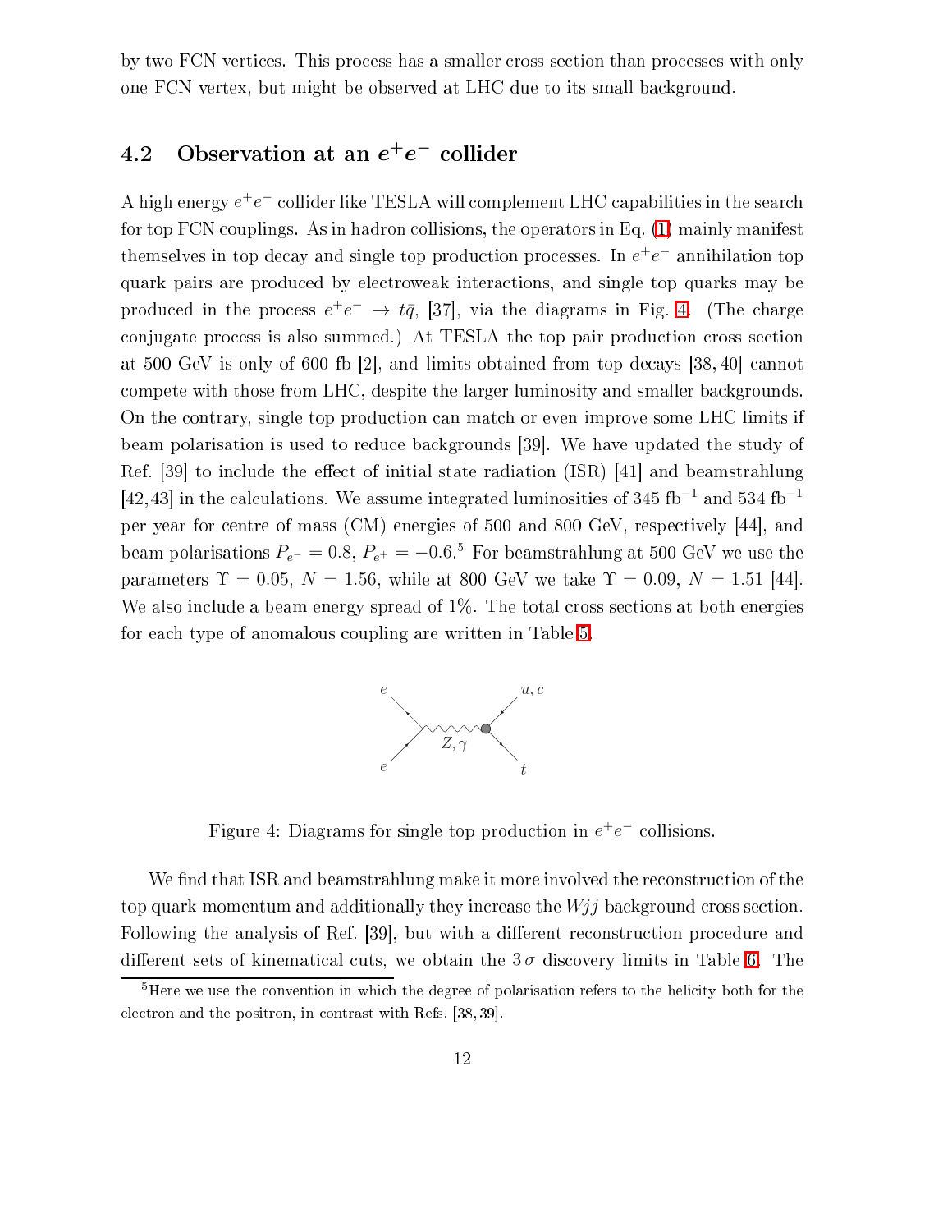by two FCN vertices. This process has a smaller cross section than processes with only one FCN vertex, but might be observed at LHC due to its small background.

### 4.2 Observation at an $e^+e^-$ collider

A high energy $e^+e^-$ collider like TESLA will complement LHC capabilities in the search for top FCN couplings. As in hadron collisions, the operators in Eq. (1) mainly manifest themselves in top decay and single top production processes. In $e^+e^-$ annihilation top quark pairs are produced by electroweak interactions, and single top quarks may be produced in the process $e^+e^- \to t\bar{q}$, [37], via the diagrams in Fig. 4. (The charge conjugate process is also summed.) At TESLA the top pair production cross section at 500 GeV is only of 600 fb [2], and limits obtained from top decays [38, 40] cannot compete with those from LHC, despite the larger luminosity and smaller backgrounds. On the contrary, single top production can match or even improve some LHC limits if beam polarisation is used to reduce backgrounds [39]. We have updated the study of Ref. [39] to include the effect of initial state radiation (ISR) [41] and beamstrahlung [42, 43] in the calculations. We assume integrated luminosities of 345 fb$^{-1}$ and 534 fb$^{-1}$ per year for centre of mass (CM) energies of 500 and 800 GeV, respectively [44], and beam polarisations $P_{e^-} = 0.8$, $P_{e^+} = -0.6$.[5] For beamstrahlung at 500 GeV we use the parameters $\Upsilon = 0.05$, $N = 1.56$, while at 800 GeV we take $\Upsilon = 0.09$, $N = 1.51$ [44]. We also include a beam energy spread of 1%. The total cross sections at both energies for each type of anomalous coupling are written in Table 5.

Figure 4: Diagrams for single top production in $e^+e^-$ collisions.

We find that ISR and beamstrahlung make it more involved the reconstruction of the top quark momentum and additionally they increase the $Wjj$ background cross section. Following the analysis of Ref. [39], but with a different reconstruction procedure and different sets of kinematical cuts, we obtain the $3\,\sigma$ discovery limits in Table 6. The

[5] Here we use the convention in which the degree of polarisation refers to the helicity both for the electron and the positron, in contrast with Refs. [38, 39].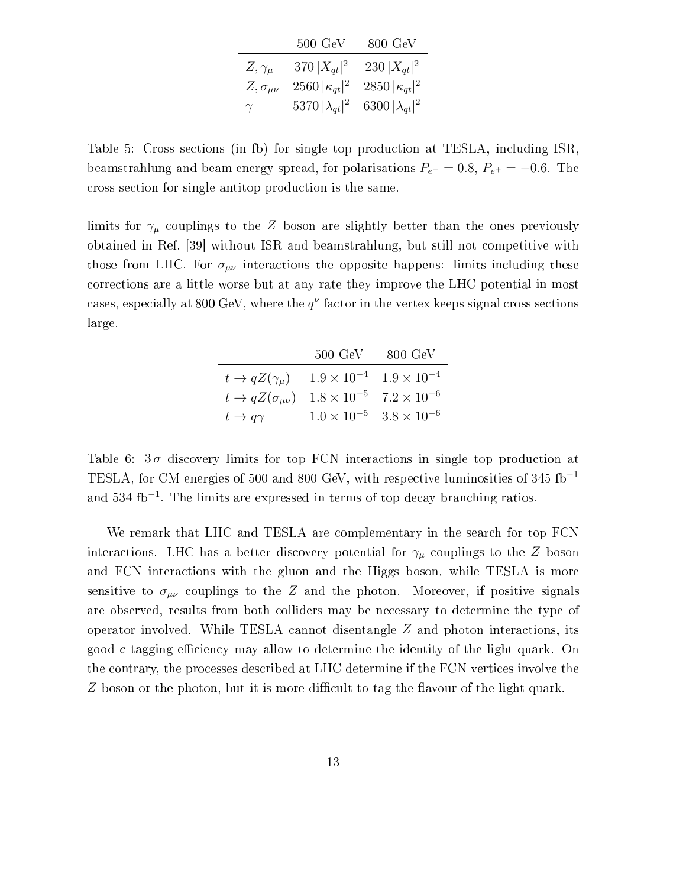| | 500 GeV | 800 GeV |
|---|---|---|
| $Z, \gamma_\mu$ | $370\,\lvert X_{qt}\rvert^2$ | $230\,\lvert X_{qt}\rvert^2$ |
| $Z, \sigma_{\mu\nu}$ | $2560\,\lvert\kappa_{qt}\rvert^2$ | $2850\,\lvert\kappa_{qt}\rvert^2$ |
| $\gamma$ | $5370\,\lvert\lambda_{qt}\rvert^2$ | $6300\,\lvert\lambda_{qt}\rvert^2$ |

Table 5: Cross sections (in fb) for single top production at TESLA, including ISR, beamstrahlung and beam energy spread, for polarisations $P_{e^-} = 0.8$, $P_{e^+} = -0.6$. The cross section for single antitop production is the same.

limits for $\gamma_\mu$ couplings to the $Z$ boson are slightly better than the ones previously obtained in Ref. [39] without ISR and beamstrahlung, but still not competitive with those from LHC. For $\sigma_{\mu\nu}$ interactions the opposite happens: limits including these corrections are a little worse but at any rate they improve the LHC potential in most cases, especially at 800 GeV, where the $q^\nu$ factor in the vertex keeps signal cross sections large.

| | 500 GeV | 800 GeV |
|---|---|---|
| $t \to qZ(\gamma_\mu)$ | $1.9 \times 10^{-4}$ | $1.9 \times 10^{-4}$ |
| $t \to qZ(\sigma_{\mu\nu})$ | $1.8 \times 10^{-5}$ | $7.2 \times 10^{-6}$ |
| $t \to q\gamma$ | $1.0 \times 10^{-5}$ | $3.8 \times 10^{-6}$ |

Table 6: $3\,\sigma$ discovery limits for top FCN interactions in single top production at TESLA, for CM energies of 500 and 800 GeV, with respective luminosities of 345 fb$^{-1}$ and 534 fb$^{-1}$. The limits are expressed in terms of top decay branching ratios.

We remark that LHC and TESLA are complementary in the search for top FCN interactions. LHC has a better discovery potential for $\gamma_\mu$ couplings to the $Z$ boson and FCN interactions with the gluon and the Higgs boson, while TESLA is more sensitive to $\sigma_{\mu\nu}$ couplings to the $Z$ and the photon. Moreover, if positive signals are observed, results from both colliders may be necessary to determine the type of operator involved. While TESLA cannot disentangle $Z$ and photon interactions, its good $c$ tagging efficiency may allow to determine the identity of the light quark. On the contrary, the processes described at LHC determine if the FCN vertices involve the $Z$ boson or the photon, but it is more difficult to tag the flavour of the light quark.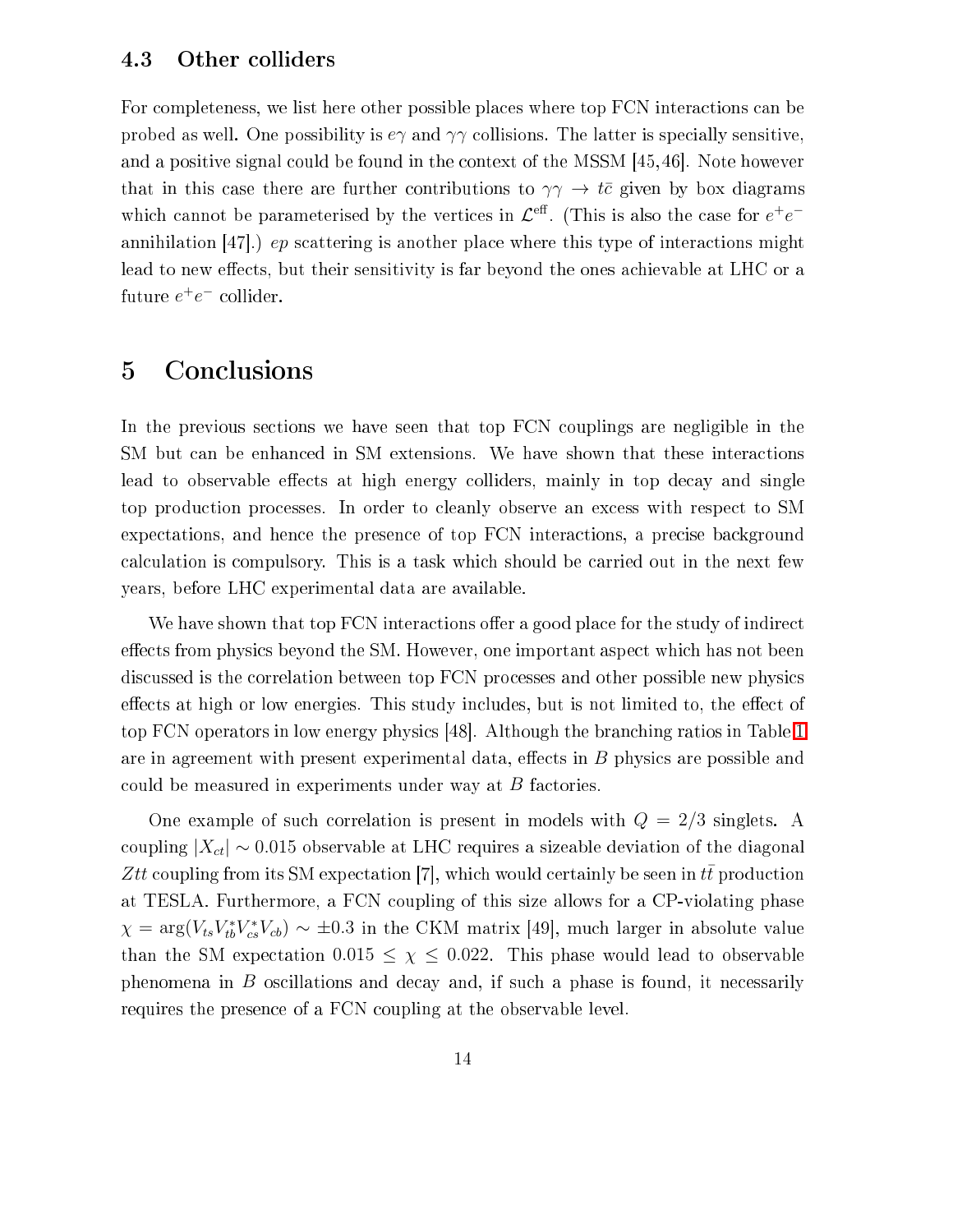### 4.3 Other colliders

For completeness, we list here other possible places where top FCN interactions can be probed as well. One possibility is $e\gamma$ and $\gamma\gamma$ collisions. The latter is specially sensitive, and a positive signal could be found in the context of the MSSM [45,46]. Note however that in this case there are further contributions to $\gamma\gamma \to t\bar{c}$ given by box diagrams which cannot be parameterised by the vertices in $\mathcal{L}^{\text{eff}}$. (This is also the case for $e^+e^-$ annihilation [47].) $ep$ scattering is another place where this type of interactions might lead to new effects, but their sensitivity is far beyond the ones achievable at LHC or a future $e^+e^-$ collider.

## 5 Conclusions

In the previous sections we have seen that top FCN couplings are negligible in the SM but can be enhanced in SM extensions. We have shown that these interactions lead to observable effects at high energy colliders, mainly in top decay and single top production processes. In order to cleanly observe an excess with respect to SM expectations, and hence the presence of top FCN interactions, a precise background calculation is compulsory. This is a task which should be carried out in the next few years, before LHC experimental data are available.

We have shown that top FCN interactions offer a good place for the study of indirect effects from physics beyond the SM. However, one important aspect which has not been discussed is the correlation between top FCN processes and other possible new physics effects at high or low energies. This study includes, but is not limited to, the effect of top FCN operators in low energy physics [48]. Although the branching ratios in Table 1 are in agreement with present experimental data, effects in $B$ physics are possible and could be measured in experiments under way at $B$ factories.

One example of such correlation is present in models with $Q = 2/3$ singlets. A coupling $|X_{ct}| \sim 0.015$ observable at LHC requires a sizeable deviation of the diagonal $Ztt$ coupling from its SM expectation [7], which would certainly be seen in $t\bar{t}$ production at TESLA. Furthermore, a FCN coupling of this size allows for a CP-violating phase $\chi = \arg(V_{ts}V_{tb}^* V_{cs}^* V_{cb}) \sim \pm 0.3$ in the CKM matrix [49], much larger in absolute value than the SM expectation $0.015 \leq \chi \leq 0.022$. This phase would lead to observable phenomena in $B$ oscillations and decay and, if such a phase is found, it necessarily requires the presence of a FCN coupling at the observable level.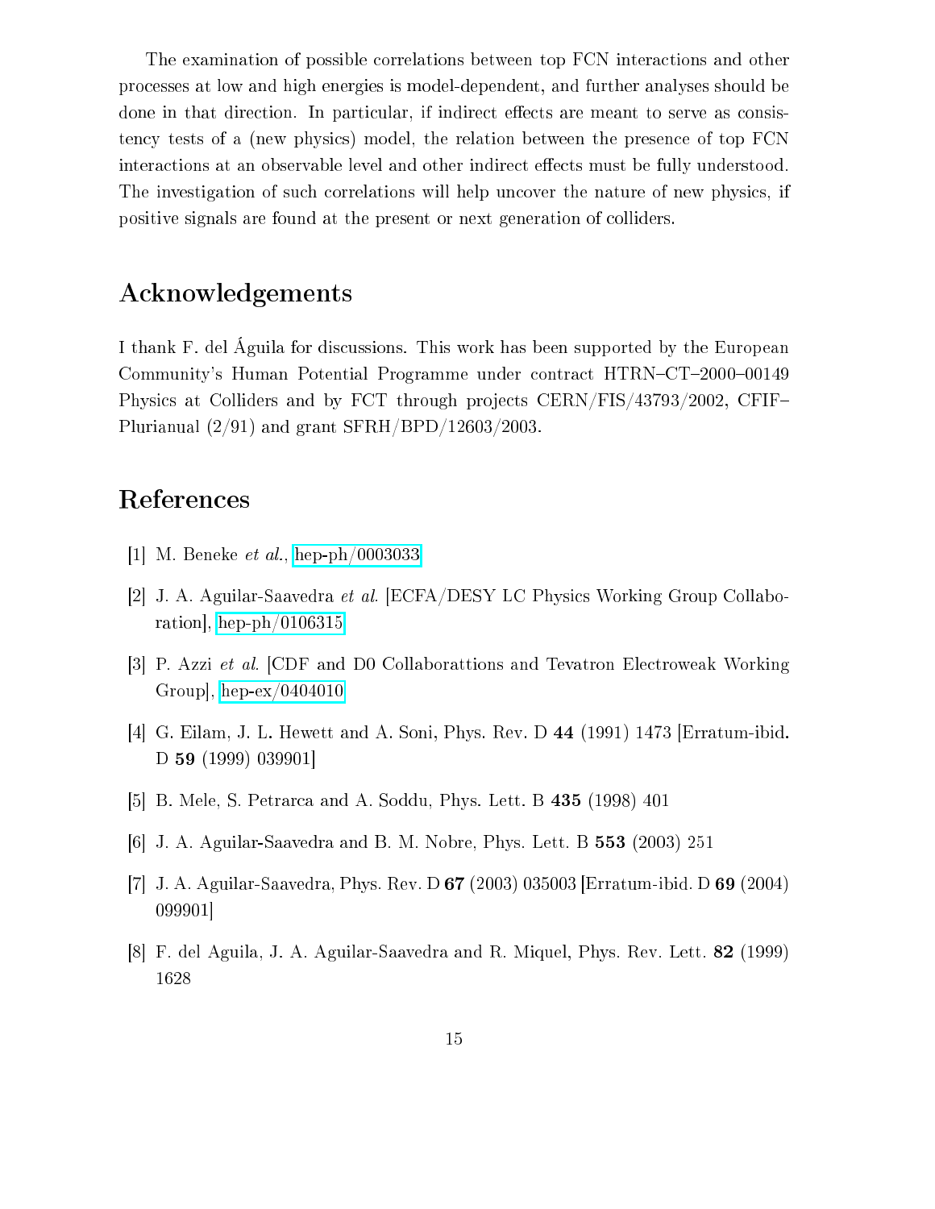The examination of possible correlations between top FCN interactions and other processes at low and high energies is model-dependent, and further analyses should be done in that direction. In particular, if indirect effects are meant to serve as consistency tests of a (new physics) model, the relation between the presence of top FCN interactions at an observable level and other indirect effects must be fully understood. The investigation of such correlations will help uncover the nature of new physics, if positive signals are found at the present or next generation of colliders.

## Acknowledgements

I thank F. del Águila for discussions. This work has been supported by the European Community's Human Potential Programme under contract HTRN–CT–2000–00149 Physics at Colliders and by FCT through projects CERN/FIS/43793/2002, CFIF–Plurianual (2/91) and grant SFRH/BPD/12603/2003.

## References

[1] M. Beneke *et al.*, hep-ph/0003033

[2] J. A. Aguilar-Saavedra *et al.* [ECFA/DESY LC Physics Working Group Collaboration], hep-ph/0106315

[3] P. Azzi *et al.* [CDF and D0 Collaborattions and Tevatron Electroweak Working Group], hep-ex/0404010

[4] G. Eilam, J. L. Hewett and A. Soni, Phys. Rev. D **44** (1991) 1473 [Erratum-ibid. D **59** (1999) 039901]

[5] B. Mele, S. Petrarca and A. Soddu, Phys. Lett. B **435** (1998) 401

[6] J. A. Aguilar-Saavedra and B. M. Nobre, Phys. Lett. B **553** (2003) 251

[7] J. A. Aguilar-Saavedra, Phys. Rev. D **67** (2003) 035003 [Erratum-ibid. D **69** (2004) 099901]

[8] F. del Aguila, J. A. Aguilar-Saavedra and R. Miquel, Phys. Rev. Lett. **82** (1999) 1628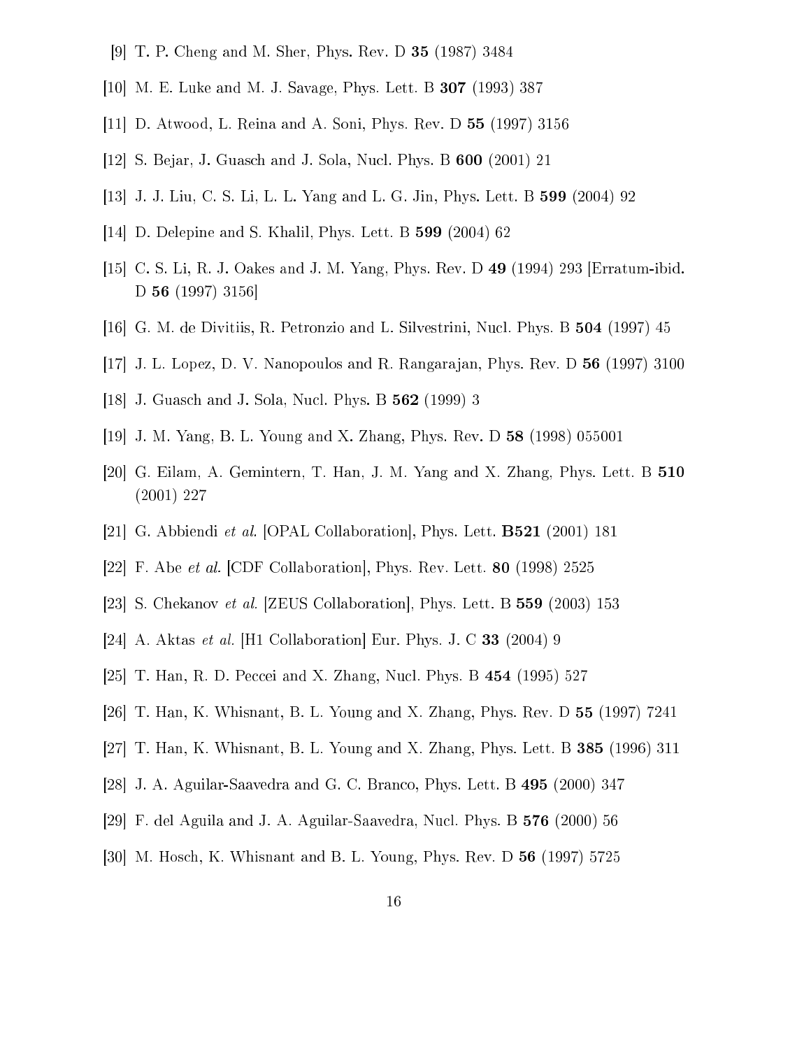[9] T. P. Cheng and M. Sher, Phys. Rev. D **35** (1987) 3484

[10] M. E. Luke and M. J. Savage, Phys. Lett. B **307** (1993) 387

[11] D. Atwood, L. Reina and A. Soni, Phys. Rev. D **55** (1997) 3156

[12] S. Bejar, J. Guasch and J. Sola, Nucl. Phys. B **600** (2001) 21

[13] J. J. Liu, C. S. Li, L. L. Yang and L. G. Jin, Phys. Lett. B **599** (2004) 92

[14] D. Delepine and S. Khalil, Phys. Lett. B **599** (2004) 62

[15] C. S. Li, R. J. Oakes and J. M. Yang, Phys. Rev. D **49** (1994) 293 [Erratum-ibid. D **56** (1997) 3156]

[16] G. M. de Divitiis, R. Petronzio and L. Silvestrini, Nucl. Phys. B **504** (1997) 45

[17] J. L. Lopez, D. V. Nanopoulos and R. Rangarajan, Phys. Rev. D **56** (1997) 3100

[18] J. Guasch and J. Sola, Nucl. Phys. B **562** (1999) 3

[19] J. M. Yang, B. L. Young and X. Zhang, Phys. Rev. D **58** (1998) 055001

[20] G. Eilam, A. Gemintern, T. Han, J. M. Yang and X. Zhang, Phys. Lett. B **510** (2001) 227

[21] G. Abbiendi *et al.* [OPAL Collaboration], Phys. Lett. **B521** (2001) 181

[22] F. Abe *et al.* [CDF Collaboration], Phys. Rev. Lett. **80** (1998) 2525

[23] S. Chekanov *et al.* [ZEUS Collaboration], Phys. Lett. B **559** (2003) 153

[24] A. Aktas *et al.* [H1 Collaboration] Eur. Phys. J. C **33** (2004) 9

[25] T. Han, R. D. Peccei and X. Zhang, Nucl. Phys. B **454** (1995) 527

[26] T. Han, K. Whisnant, B. L. Young and X. Zhang, Phys. Rev. D **55** (1997) 7241

[27] T. Han, K. Whisnant, B. L. Young and X. Zhang, Phys. Lett. B **385** (1996) 311

[28] J. A. Aguilar-Saavedra and G. C. Branco, Phys. Lett. B **495** (2000) 347

[29] F. del Aguila and J. A. Aguilar-Saavedra, Nucl. Phys. B **576** (2000) 56

[30] M. Hosch, K. Whisnant and B. L. Young, Phys. Rev. D **56** (1997) 5725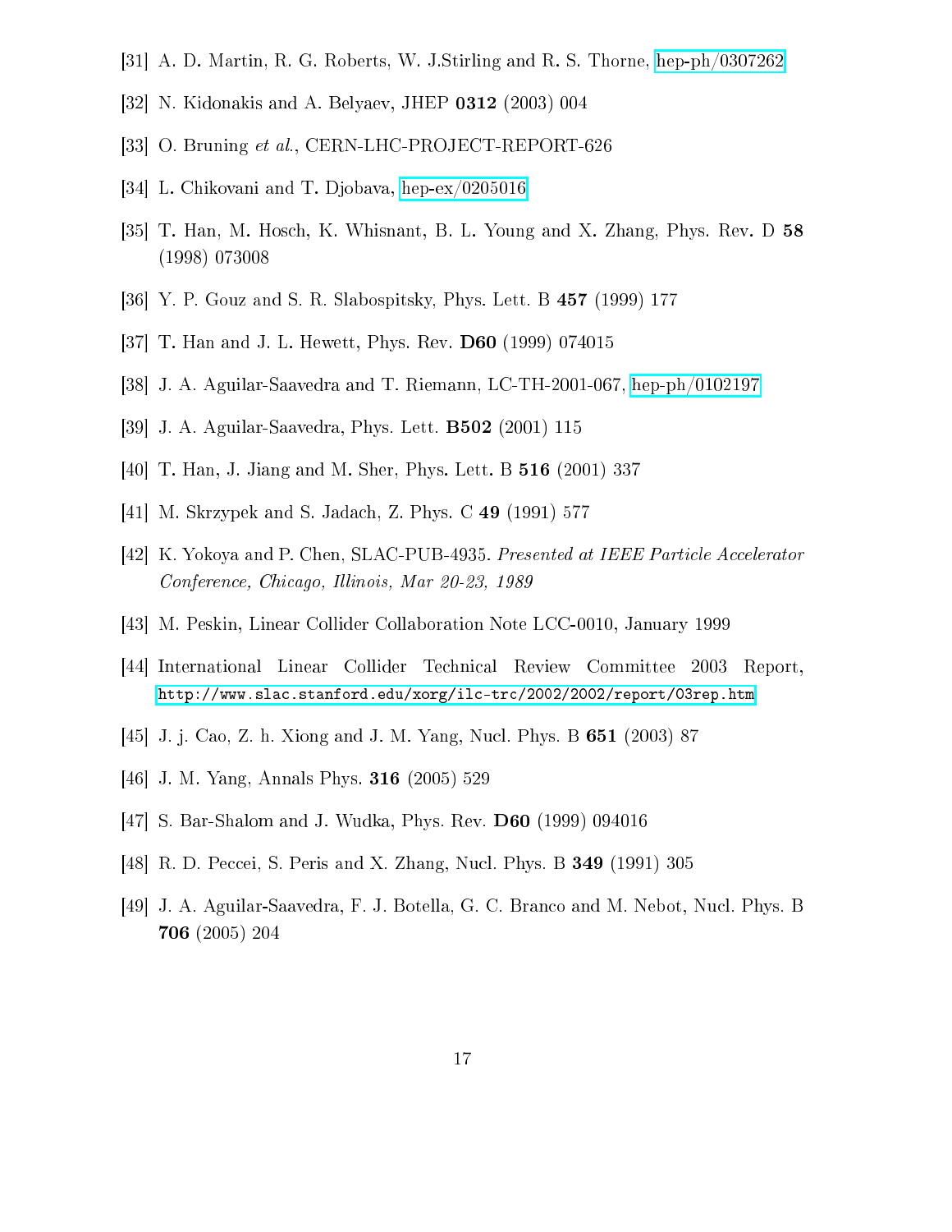[31] A. D. Martin, R. G. Roberts, W. J.Stirling and R. S. Thorne, hep-ph/0307262

[32] N. Kidonakis and A. Belyaev, JHEP **0312** (2003) 004

[33] O. Bruning *et al.*, CERN-LHC-PROJECT-REPORT-626

[34] L. Chikovani and T. Djobava, hep-ex/0205016

[35] T. Han, M. Hosch, K. Whisnant, B. L. Young and X. Zhang, Phys. Rev. D **58** (1998) 073008

[36] Y. P. Gouz and S. R. Slabospitsky, Phys. Lett. B **457** (1999) 177

[37] T. Han and J. L. Hewett, Phys. Rev. **D60** (1999) 074015

[38] J. A. Aguilar-Saavedra and T. Riemann, LC-TH-2001-067, hep-ph/0102197

[39] J. A. Aguilar-Saavedra, Phys. Lett. **B502** (2001) 115

[40] T. Han, J. Jiang and M. Sher, Phys. Lett. B **516** (2001) 337

[41] M. Skrzypek and S. Jadach, Z. Phys. C **49** (1991) 577

[42] K. Yokoya and P. Chen, SLAC-PUB-4935. *Presented at IEEE Particle Accelerator Conference, Chicago, Illinois, Mar 20-23, 1989*

[43] M. Peskin, Linear Collider Collaboration Note LCC-0010, January 1999

[44] International Linear Collider Technical Review Committee 2003 Report, `http://www.slac.stanford.edu/xorg/ilc-trc/2002/2002/report/03rep.htm`

[45] J. j. Cao, Z. h. Xiong and J. M. Yang, Nucl. Phys. B **651** (2003) 87

[46] J. M. Yang, Annals Phys. **316** (2005) 529

[47] S. Bar-Shalom and J. Wudka, Phys. Rev. **D60** (1999) 094016

[48] R. D. Peccei, S. Peris and X. Zhang, Nucl. Phys. B **349** (1991) 305

[49] J. A. Aguilar-Saavedra, F. J. Botella, G. C. Branco and M. Nebot, Nucl. Phys. B **706** (2005) 204